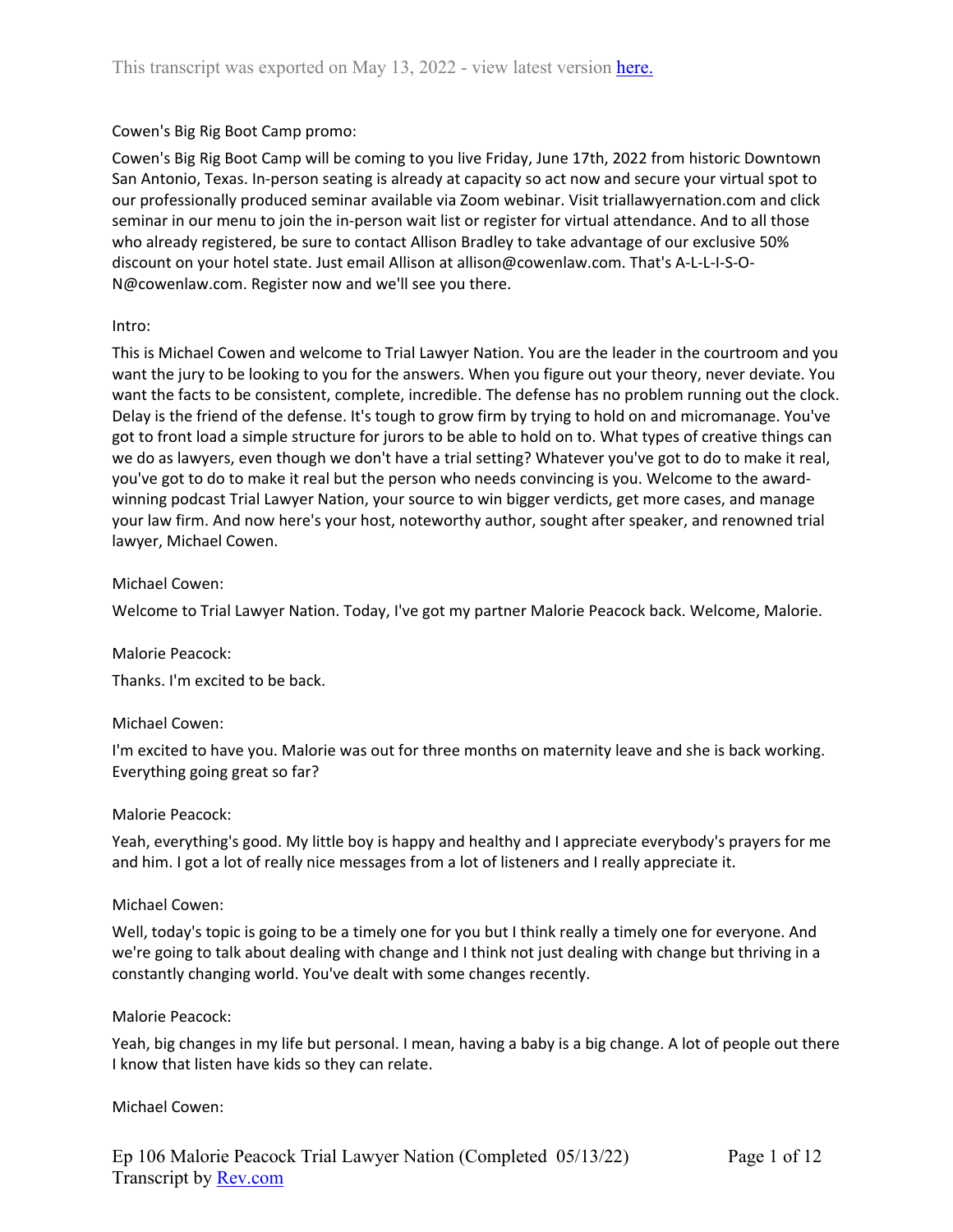This transcript was exported on May 13, 2022 - view latest version [here.](here.)

Cowen's Big Rig Boot Camp promo:

Cowen's Big Rig Boot Camp will be coming to you live Friday, June 17th, 2022 from historic Downtown San Antonio, Texas. In-person seating is already at capacity so act now and secure your virtual spot to our professionally produced seminar available via Zoom webinar. Visit triallawyernation.com and click seminar in our menu to join the in-person wait list or register for virtual attendance. And to all those who already registered, be sure to contact Allison Bradley to take advantage of our exclusive 50% discount on your hotel state. Just email Allison at allison@cowenlaw.com. That's A-L-L-I-S-O-N@cowenlaw.com. Register now and we'll see you there.

Intro:

This is Michael Cowen and welcome to Trial Lawyer Nation. You are the leader in the courtroom and you want the jury to be looking to you for the answers. When you figure out your theory, never deviate. You want the facts to be consistent, complete, incredible. The defense has no problem running out the clock. Delay is the friend of the defense. It's tough to grow firm by trying to hold on and micromanage. You've got to front load a simple structure for jurors to be able to hold on to. What types of creative things can we do as lawyers, even though we don't have a trial setting? Whatever you've got to do to make it real, you've got to do to make it real but the person who needs convincing is you. Welcome to the award-winning podcast Trial Lawyer Nation, your source to win bigger verdicts, get more cases, and manage your law firm. And now here's your host, noteworthy author, sought after speaker, and renowned trial lawyer, Michael Cowen.

Michael Cowen:

Welcome to Trial Lawyer Nation. Today, I've got my partner Malorie Peacock back. Welcome, Malorie.

Malorie Peacock:

Thanks. I'm excited to be back.

Michael Cowen:

I'm excited to have you. Malorie was out for three months on maternity leave and she is back working. Everything going great so far?

Malorie Peacock:

Yeah, everything's good. My little boy is happy and healthy and I appreciate everybody's prayers for me and him. I got a lot of really nice messages from a lot of listeners and I really appreciate it.

Michael Cowen:

Well, today's topic is going to be a timely one for you but I think really a timely one for everyone. And we're going to talk about dealing with change and I think not just dealing with change but thriving in a constantly changing world. You've dealt with some changes recently.

Malorie Peacock:

Yeah, big changes in my life but personal. I mean, having a baby is a big change. A lot of people out there I know that listen have kids so they can relate.

Michael Cowen: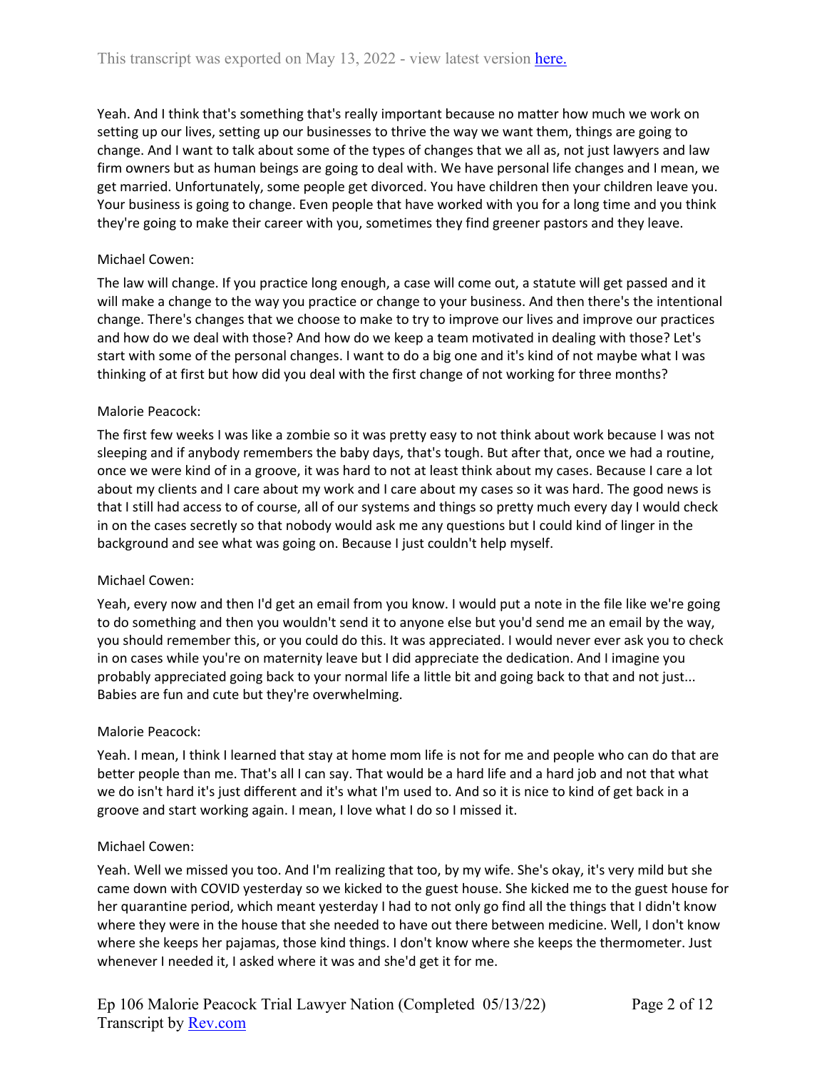Yeah. And I think that's something that's really important because no matter how much we work on setting up our lives, setting up our businesses to thrive the way we want them, things are going to change. And I want to talk about some of the types of changes that we all as, not just lawyers and law firm owners but as human beings are going to deal with. We have personal life changes and I mean, we get married. Unfortunately, some people get divorced. You have children then your children leave you. Your business is going to change. Even people that have worked with you for a long time and you think they're going to make their career with you, sometimes they find greener pastors and they leave.

Michael Cowen:

The law will change. If you practice long enough, a case will come out, a statute will get passed and it will make a change to the way you practice or change to your business. And then there's the intentional change. There's changes that we choose to make to try to improve our lives and improve our practices and how do we deal with those? And how do we keep a team motivated in dealing with those? Let's start with some of the personal changes. I want to do a big one and it's kind of not maybe what I was thinking of at first but how did you deal with the first change of not working for three months?

Malorie Peacock:

The first few weeks I was like a zombie so it was pretty easy to not think about work because I was not sleeping and if anybody remembers the baby days, that's tough. But after that, once we had a routine, once we were kind of in a groove, it was hard to not at least think about my cases. Because I care a lot about my clients and I care about my work and I care about my cases so it was hard. The good news is that I still had access to of course, all of our systems and things so pretty much every day I would check in on the cases secretly so that nobody would ask me any questions but I could kind of linger in the background and see what was going on. Because I just couldn't help myself.

Michael Cowen:

Yeah, every now and then I'd get an email from you know. I would put a note in the file like we're going to do something and then you wouldn't send it to anyone else but you'd send me an email by the way, you should remember this, or you could do this. It was appreciated. I would never ever ask you to check in on cases while you're on maternity leave but I did appreciate the dedication. And I imagine you probably appreciated going back to your normal life a little bit and going back to that and not just... Babies are fun and cute but they're overwhelming.

Malorie Peacock:

Yeah. I mean, I think I learned that stay at home mom life is not for me and people who can do that are better people than me. That's all I can say. That would be a hard life and a hard job and not that what we do isn't hard it's just different and it's what I'm used to. And so it is nice to kind of get back in a groove and start working again. I mean, I love what I do so I missed it.

Michael Cowen:

Yeah. Well we missed you too. And I'm realizing that too, by my wife. She's okay, it's very mild but she came down with COVID yesterday so we kicked to the guest house. She kicked me to the guest house for her quarantine period, which meant yesterday I had to not only go find all the things that I didn't know where they were in the house that she needed to have out there between medicine. Well, I don't know where she keeps her pajamas, those kind things. I don't know where she keeps the thermometer. Just whenever I needed it, I asked where it was and she'd get it for me.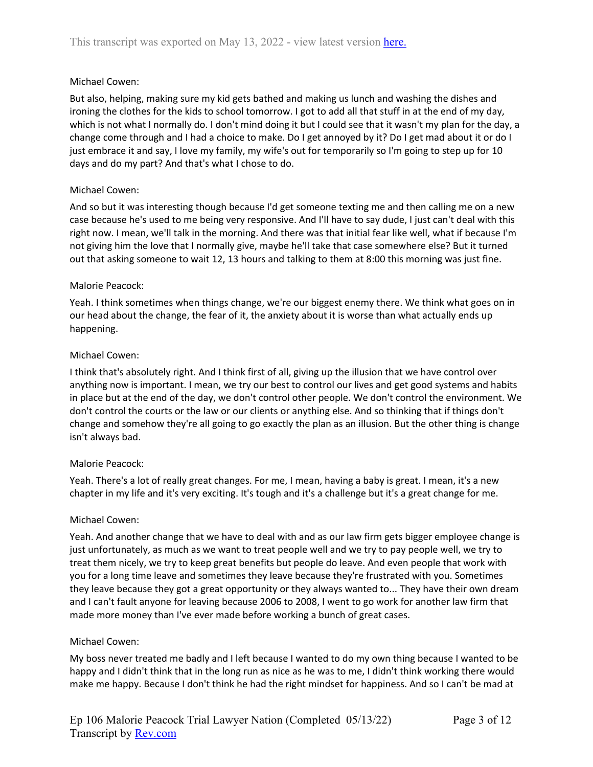Michael Cowen:

But also, helping, making sure my kid gets bathed and making us lunch and washing the dishes and ironing the clothes for the kids to school tomorrow. I got to add all that stuff in at the end of my day, which is not what I normally do. I don't mind doing it but I could see that it wasn't my plan for the day, a change come through and I had a choice to make. Do I get annoyed by it? Do I get mad about it or do I just embrace it and say, I love my family, my wife's out for temporarily so I'm going to step up for 10 days and do my part? And that's what I chose to do.

Michael Cowen:

And so but it was interesting though because I'd get someone texting me and then calling me on a new case because he's used to me being very responsive. And I'll have to say dude, I just can't deal with this right now. I mean, we'll talk in the morning. And there was that initial fear like well, what if because I'm not giving him the love that I normally give, maybe he'll take that case somewhere else? But it turned out that asking someone to wait 12, 13 hours and talking to them at 8:00 this morning was just fine.

Malorie Peacock:

Yeah. I think sometimes when things change, we're our biggest enemy there. We think what goes on in our head about the change, the fear of it, the anxiety about it is worse than what actually ends up happening.

Michael Cowen:

I think that's absolutely right. And I think first of all, giving up the illusion that we have control over anything now is important. I mean, we try our best to control our lives and get good systems and habits in place but at the end of the day, we don't control other people. We don't control the environment. We don't control the courts or the law or our clients or anything else. And so thinking that if things don't change and somehow they're all going to go exactly the plan as an illusion. But the other thing is change isn't always bad.

Malorie Peacock:

Yeah. There's a lot of really great changes. For me, I mean, having a baby is great. I mean, it's a new chapter in my life and it's very exciting. It's tough and it's a challenge but it's a great change for me.

Michael Cowen:

Yeah. And another change that we have to deal with and as our law firm gets bigger employee change is just unfortunately, as much as we want to treat people well and we try to pay people well, we try to treat them nicely, we try to keep great benefits but people do leave. And even people that work with you for a long time leave and sometimes they leave because they're frustrated with you. Sometimes they leave because they got a great opportunity or they always wanted to... They have their own dream and I can't fault anyone for leaving because 2006 to 2008, I went to go work for another law firm that made more money than I've ever made before working a bunch of great cases.

Michael Cowen:

My boss never treated me badly and I left because I wanted to do my own thing because I wanted to be happy and I didn't think that in the long run as nice as he was to me, I didn't think working there would make me happy. Because I don't think he had the right mindset for happiness. And so I can't be mad at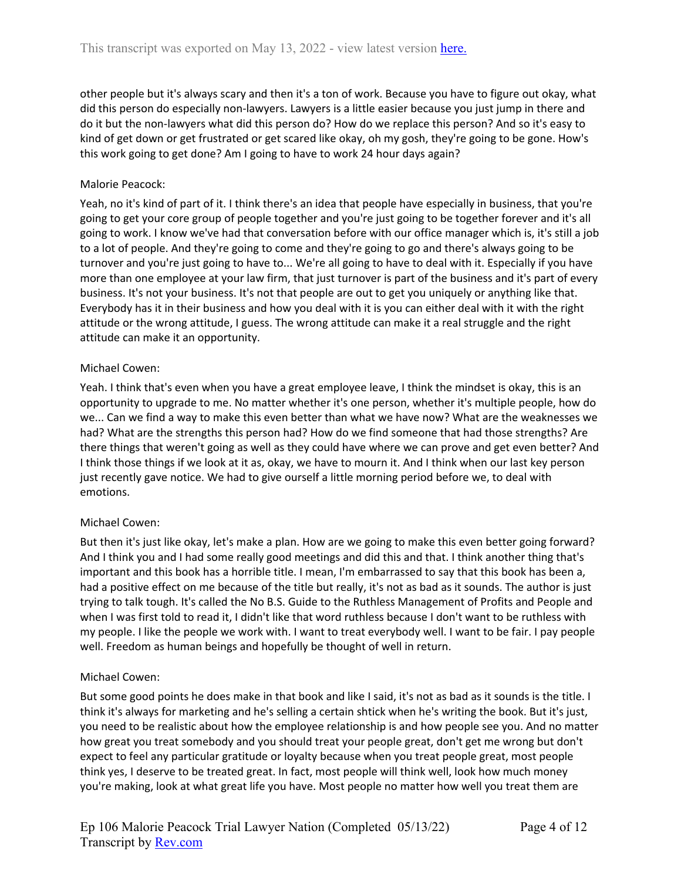other people but it's always scary and then it's a ton of work. Because you have to figure out okay, what did this person do especially non-lawyers. Lawyers is a little easier because you just jump in there and do it but the non-lawyers what did this person do? How do we replace this person? And so it's easy to kind of get down or get frustrated or get scared like okay, oh my gosh, they're going to be gone. How's this work going to get done? Am I going to have to work 24 hour days again?

Malorie Peacock:

Yeah, no it's kind of part of it. I think there's an idea that people have especially in business, that you're going to get your core group of people together and you're just going to be together forever and it's all going to work. I know we've had that conversation before with our office manager which is, it's still a job to a lot of people. And they're going to come and they're going to go and there's always going to be turnover and you're just going to have to... We're all going to have to deal with it. Especially if you have more than one employee at your law firm, that just turnover is part of the business and it's part of every business. It's not your business. It's not that people are out to get you uniquely or anything like that. Everybody has it in their business and how you deal with it is you can either deal with it with the right attitude or the wrong attitude, I guess. The wrong attitude can make it a real struggle and the right attitude can make it an opportunity.

Michael Cowen:

Yeah. I think that's even when you have a great employee leave, I think the mindset is okay, this is an opportunity to upgrade to me. No matter whether it's one person, whether it's multiple people, how do we... Can we find a way to make this even better than what we have now? What are the weaknesses we had? What are the strengths this person had? How do we find someone that had those strengths? Are there things that weren't going as well as they could have where we can prove and get even better? And I think those things if we look at it as, okay, we have to mourn it. And I think when our last key person just recently gave notice. We had to give ourself a little morning period before we, to deal with emotions.

Michael Cowen:

But then it's just like okay, let's make a plan. How are we going to make this even better going forward? And I think you and I had some really good meetings and did this and that. I think another thing that's important and this book has a horrible title. I mean, I'm embarrassed to say that this book has been a, had a positive effect on me because of the title but really, it's not as bad as it sounds. The author is just trying to talk tough. It's called the No B.S. Guide to the Ruthless Management of Profits and People and when I was first told to read it, I didn't like that word ruthless because I don't want to be ruthless with my people. I like the people we work with. I want to treat everybody well. I want to be fair. I pay people well. Freedom as human beings and hopefully be thought of well in return.

Michael Cowen:

But some good points he does make in that book and like I said, it's not as bad as it sounds is the title. I think it's always for marketing and he's selling a certain shtick when he's writing the book. But it's just, you need to be realistic about how the employee relationship is and how people see you. And no matter how great you treat somebody and you should treat your people great, don't get me wrong but don't expect to feel any particular gratitude or loyalty because when you treat people great, most people think yes, I deserve to be treated great. In fact, most people will think well, look how much money you're making, look at what great life you have. Most people no matter how well you treat them are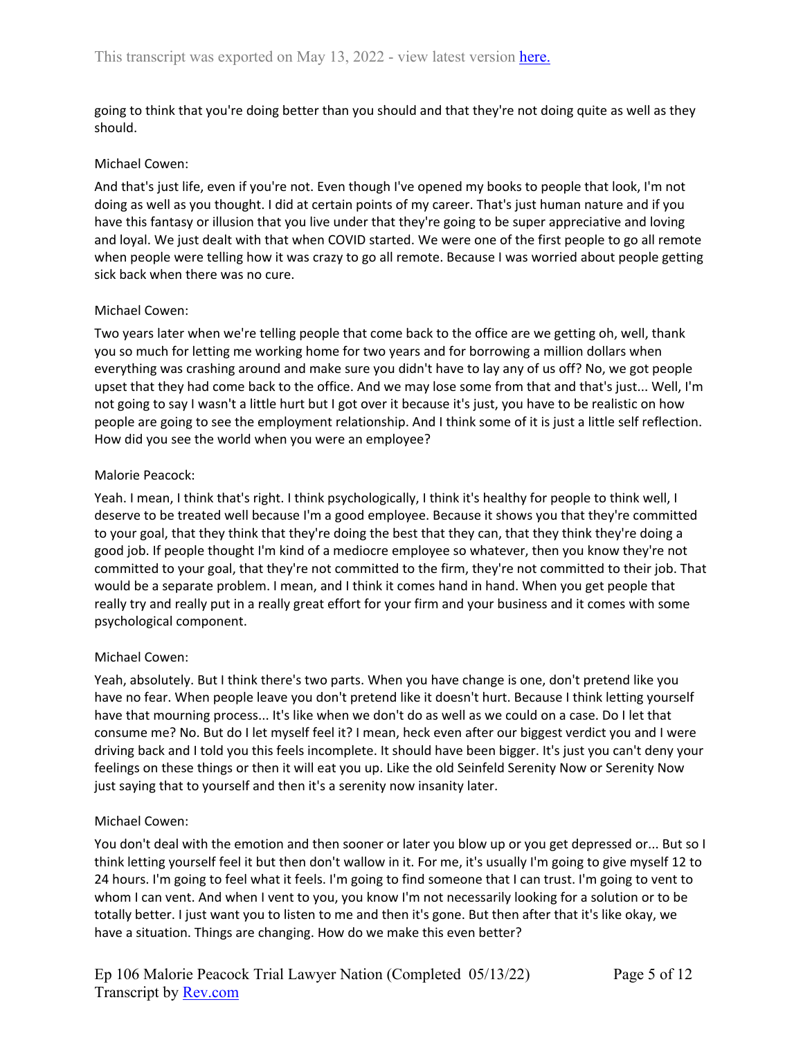going to think that you're doing better than you should and that they're not doing quite as well as they should.

Michael Cowen:

And that's just life, even if you're not. Even though I've opened my books to people that look, I'm not doing as well as you thought. I did at certain points of my career. That's just human nature and if you have this fantasy or illusion that you live under that they're going to be super appreciative and loving and loyal. We just dealt with that when COVID started. We were one of the first people to go all remote when people were telling how it was crazy to go all remote. Because I was worried about people getting sick back when there was no cure.

Michael Cowen:

Two years later when we're telling people that come back to the office are we getting oh, well, thank you so much for letting me working home for two years and for borrowing a million dollars when everything was crashing around and make sure you didn't have to lay any of us off? No, we got people upset that they had come back to the office. And we may lose some from that and that's just... Well, I'm not going to say I wasn't a little hurt but I got over it because it's just, you have to be realistic on how people are going to see the employment relationship. And I think some of it is just a little self reflection. How did you see the world when you were an employee?

Malorie Peacock:

Yeah. I mean, I think that's right. I think psychologically, I think it's healthy for people to think well, I deserve to be treated well because I'm a good employee. Because it shows you that they're committed to your goal, that they think that they're doing the best that they can, that they think they're doing a good job. If people thought I'm kind of a mediocre employee so whatever, then you know they're not committed to your goal, that they're not committed to the firm, they're not committed to their job. That would be a separate problem. I mean, and I think it comes hand in hand. When you get people that really try and really put in a really great effort for your firm and your business and it comes with some psychological component.

Michael Cowen:

Yeah, absolutely. But I think there's two parts. When you have change is one, don't pretend like you have no fear. When people leave you don't pretend like it doesn't hurt. Because I think letting yourself have that mourning process... It's like when we don't do as well as we could on a case. Do I let that consume me? No. But do I let myself feel it? I mean, heck even after our biggest verdict you and I were driving back and I told you this feels incomplete. It should have been bigger. It's just you can't deny your feelings on these things or then it will eat you up. Like the old Seinfeld Serenity Now or Serenity Now just saying that to yourself and then it's a serenity now insanity later.

Michael Cowen:

You don't deal with the emotion and then sooner or later you blow up or you get depressed or... But so I think letting yourself feel it but then don't wallow in it. For me, it's usually I'm going to give myself 12 to 24 hours. I'm going to feel what it feels. I'm going to find someone that I can trust. I'm going to vent to whom I can vent. And when I vent to you, you know I'm not necessarily looking for a solution or to be totally better. I just want you to listen to me and then it's gone. But then after that it's like okay, we have a situation. Things are changing. How do we make this even better?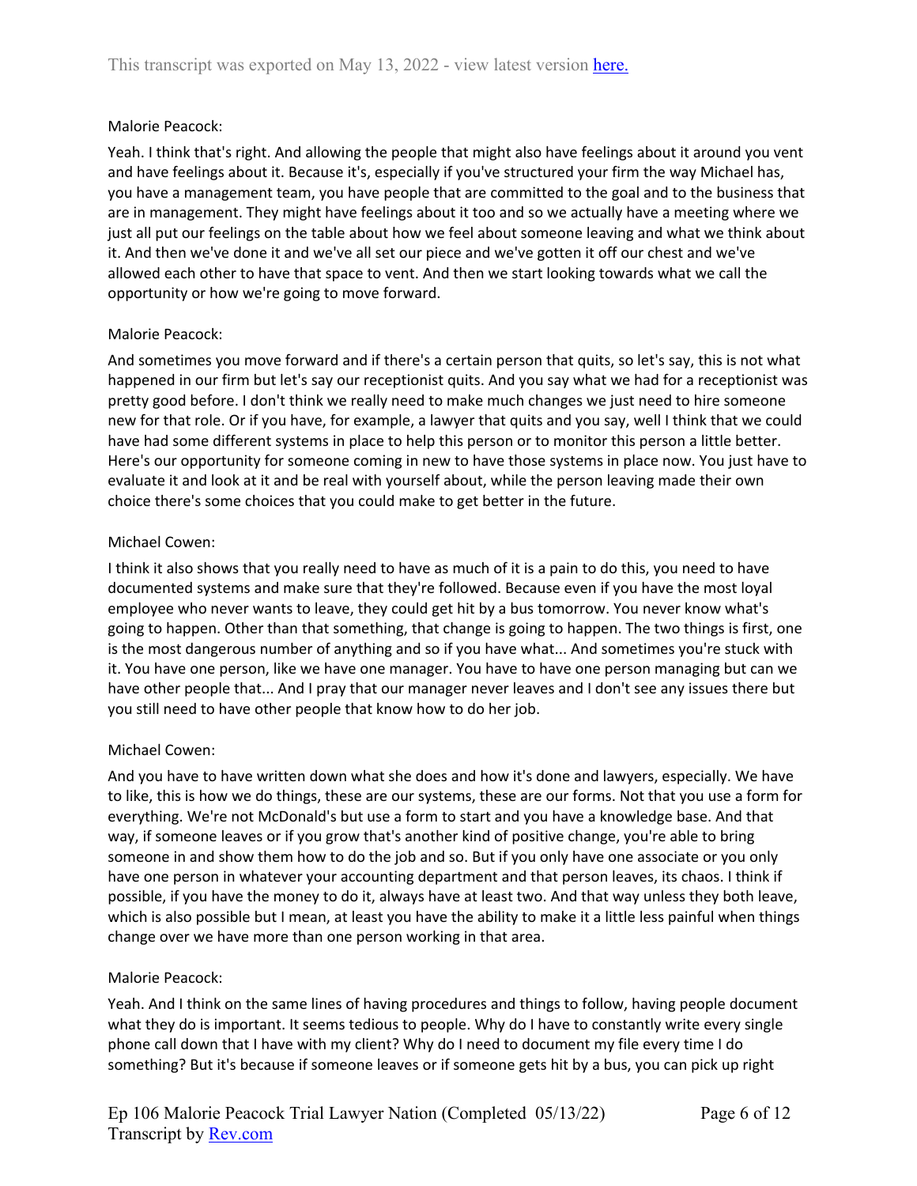Malorie Peacock:

Yeah. I think that's right. And allowing the people that might also have feelings about it around you vent and have feelings about it. Because it's, especially if you've structured your firm the way Michael has, you have a management team, you have people that are committed to the goal and to the business that are in management. They might have feelings about it too and so we actually have a meeting where we just all put our feelings on the table about how we feel about someone leaving and what we think about it. And then we've done it and we've all set our piece and we've gotten it off our chest and we've allowed each other to have that space to vent. And then we start looking towards what we call the opportunity or how we're going to move forward.

Malorie Peacock:

And sometimes you move forward and if there's a certain person that quits, so let's say, this is not what happened in our firm but let's say our receptionist quits. And you say what we had for a receptionist was pretty good before. I don't think we really need to make much changes we just need to hire someone new for that role. Or if you have, for example, a lawyer that quits and you say, well I think that we could have had some different systems in place to help this person or to monitor this person a little better. Here's our opportunity for someone coming in new to have those systems in place now. You just have to evaluate it and look at it and be real with yourself about, while the person leaving made their own choice there's some choices that you could make to get better in the future.

Michael Cowen:

I think it also shows that you really need to have as much of it is a pain to do this, you need to have documented systems and make sure that they're followed. Because even if you have the most loyal employee who never wants to leave, they could get hit by a bus tomorrow. You never know what's going to happen. Other than that something, that change is going to happen. The two things is first, one is the most dangerous number of anything and so if you have what... And sometimes you're stuck with it. You have one person, like we have one manager. You have to have one person managing but can we have other people that... And I pray that our manager never leaves and I don't see any issues there but you still need to have other people that know how to do her job.

Michael Cowen:

And you have to have written down what she does and how it's done and lawyers, especially. We have to like, this is how we do things, these are our systems, these are our forms. Not that you use a form for everything. We're not McDonald's but use a form to start and you have a knowledge base. And that way, if someone leaves or if you grow that's another kind of positive change, you're able to bring someone in and show them how to do the job and so. But if you only have one associate or you only have one person in whatever your accounting department and that person leaves, its chaos. I think if possible, if you have the money to do it, always have at least two. And that way unless they both leave, which is also possible but I mean, at least you have the ability to make it a little less painful when things change over we have more than one person working in that area.

Malorie Peacock:

Yeah. And I think on the same lines of having procedures and things to follow, having people document what they do is important. It seems tedious to people. Why do I have to constantly write every single phone call down that I have with my client? Why do I need to document my file every time I do something? But it's because if someone leaves or if someone gets hit by a bus, you can pick up right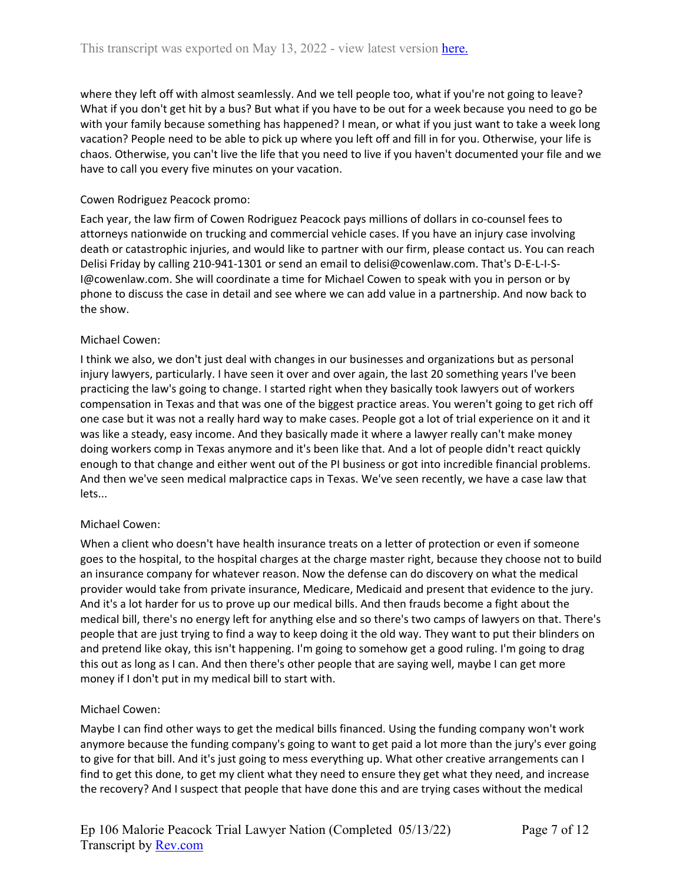where they left off with almost seamlessly. And we tell people too, what if you're not going to leave? What if you don't get hit by a bus? But what if you have to be out for a week because you need to go be with your family because something has happened? I mean, or what if you just want to take a week long vacation? People need to be able to pick up where you left off and fill in for you. Otherwise, your life is chaos. Otherwise, you can't live the life that you need to live if you haven't documented your file and we have to call you every five minutes on your vacation.

Cowen Rodriguez Peacock promo:

Each year, the law firm of Cowen Rodriguez Peacock pays millions of dollars in co-counsel fees to attorneys nationwide on trucking and commercial vehicle cases. If you have an injury case involving death or catastrophic injuries, and would like to partner with our firm, please contact us. You can reach Delisi Friday by calling 210-941-1301 or send an email to delisi@cowenlaw.com. That's D-E-L-I-S-I@cowenlaw.com. She will coordinate a time for Michael Cowen to speak with you in person or by phone to discuss the case in detail and see where we can add value in a partnership. And now back to the show.

Michael Cowen:

I think we also, we don't just deal with changes in our businesses and organizations but as personal injury lawyers, particularly. I have seen it over and over again, the last 20 something years I've been practicing the law's going to change. I started right when they basically took lawyers out of workers compensation in Texas and that was one of the biggest practice areas. You weren't going to get rich off one case but it was not a really hard way to make cases. People got a lot of trial experience on it and it was like a steady, easy income. And they basically made it where a lawyer really can't make money doing workers comp in Texas anymore and it's been like that. And a lot of people didn't react quickly enough to that change and either went out of the PI business or got into incredible financial problems. And then we've seen medical malpractice caps in Texas. We've seen recently, we have a case law that lets...

Michael Cowen:

When a client who doesn't have health insurance treats on a letter of protection or even if someone goes to the hospital, to the hospital charges at the charge master right, because they choose not to build an insurance company for whatever reason. Now the defense can do discovery on what the medical provider would take from private insurance, Medicare, Medicaid and present that evidence to the jury. And it's a lot harder for us to prove up our medical bills. And then frauds become a fight about the medical bill, there's no energy left for anything else and so there's two camps of lawyers on that. There's people that are just trying to find a way to keep doing it the old way. They want to put their blinders on and pretend like okay, this isn't happening. I'm going to somehow get a good ruling. I'm going to drag this out as long as I can. And then there's other people that are saying well, maybe I can get more money if I don't put in my medical bill to start with.

Michael Cowen:

Maybe I can find other ways to get the medical bills financed. Using the funding company won't work anymore because the funding company's going to want to get paid a lot more than the jury's ever going to give for that bill. And it's just going to mess everything up. What other creative arrangements can I find to get this done, to get my client what they need to ensure they get what they need, and increase the recovery? And I suspect that people that have done this and are trying cases without the medical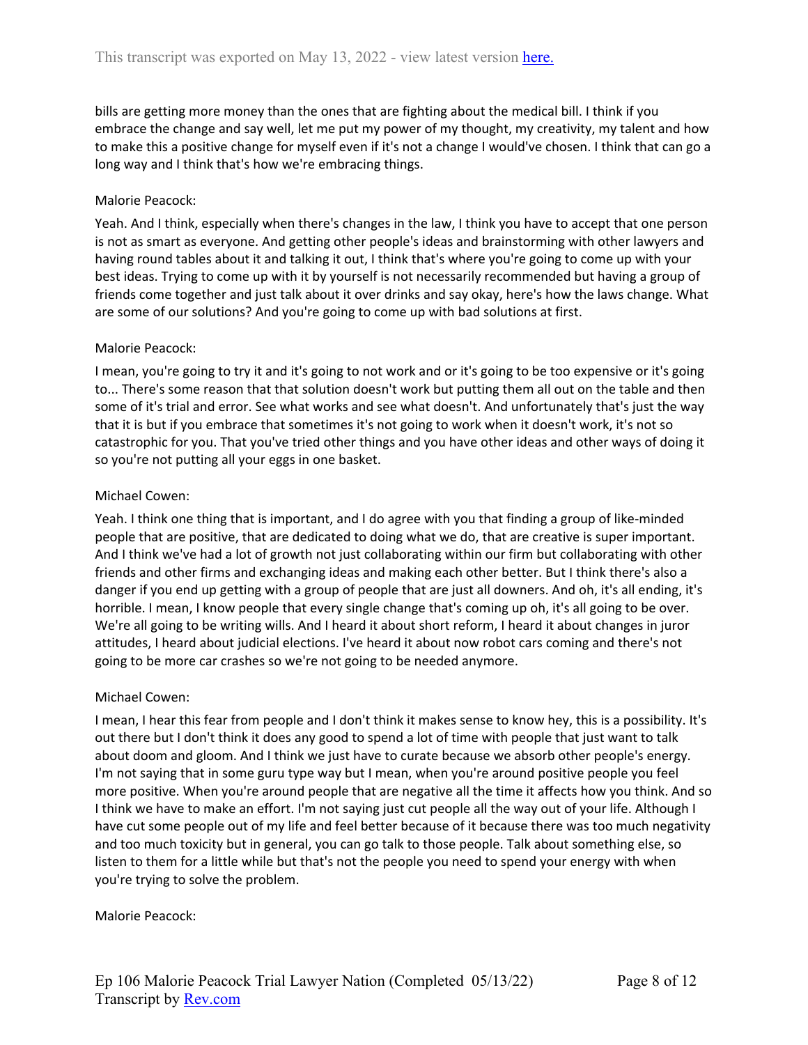bills are getting more money than the ones that are fighting about the medical bill. I think if you embrace the change and say well, let me put my power of my thought, my creativity, my talent and how to make this a positive change for myself even if it's not a change I would've chosen. I think that can go a long way and I think that's how we're embracing things.

Malorie Peacock:

Yeah. And I think, especially when there's changes in the law, I think you have to accept that one person is not as smart as everyone. And getting other people's ideas and brainstorming with other lawyers and having round tables about it and talking it out, I think that's where you're going to come up with your best ideas. Trying to come up with it by yourself is not necessarily recommended but having a group of friends come together and just talk about it over drinks and say okay, here's how the laws change. What are some of our solutions? And you're going to come up with bad solutions at first.

Malorie Peacock:

I mean, you're going to try it and it's going to not work and or it's going to be too expensive or it's going to... There's some reason that that solution doesn't work but putting them all out on the table and then some of it's trial and error. See what works and see what doesn't. And unfortunately that's just the way that it is but if you embrace that sometimes it's not going to work when it doesn't work, it's not so catastrophic for you. That you've tried other things and you have other ideas and other ways of doing it so you're not putting all your eggs in one basket.

Michael Cowen:

Yeah. I think one thing that is important, and I do agree with you that finding a group of like-minded people that are positive, that are dedicated to doing what we do, that are creative is super important. And I think we've had a lot of growth not just collaborating within our firm but collaborating with other friends and other firms and exchanging ideas and making each other better. But I think there's also a danger if you end up getting with a group of people that are just all downers. And oh, it's all ending, it's horrible. I mean, I know people that every single change that's coming up oh, it's all going to be over. We're all going to be writing wills. And I heard it about short reform, I heard it about changes in juror attitudes, I heard about judicial elections. I've heard it about now robot cars coming and there's not going to be more car crashes so we're not going to be needed anymore.

Michael Cowen:

I mean, I hear this fear from people and I don't think it makes sense to know hey, this is a possibility. It's out there but I don't think it does any good to spend a lot of time with people that just want to talk about doom and gloom. And I think we just have to curate because we absorb other people's energy. I'm not saying that in some guru type way but I mean, when you're around positive people you feel more positive. When you're around people that are negative all the time it affects how you think. And so I think we have to make an effort. I'm not saying just cut people all the way out of your life. Although I have cut some people out of my life and feel better because of it because there was too much negativity and too much toxicity but in general, you can go talk to those people. Talk about something else, so listen to them for a little while but that's not the people you need to spend your energy with when you're trying to solve the problem.

Malorie Peacock: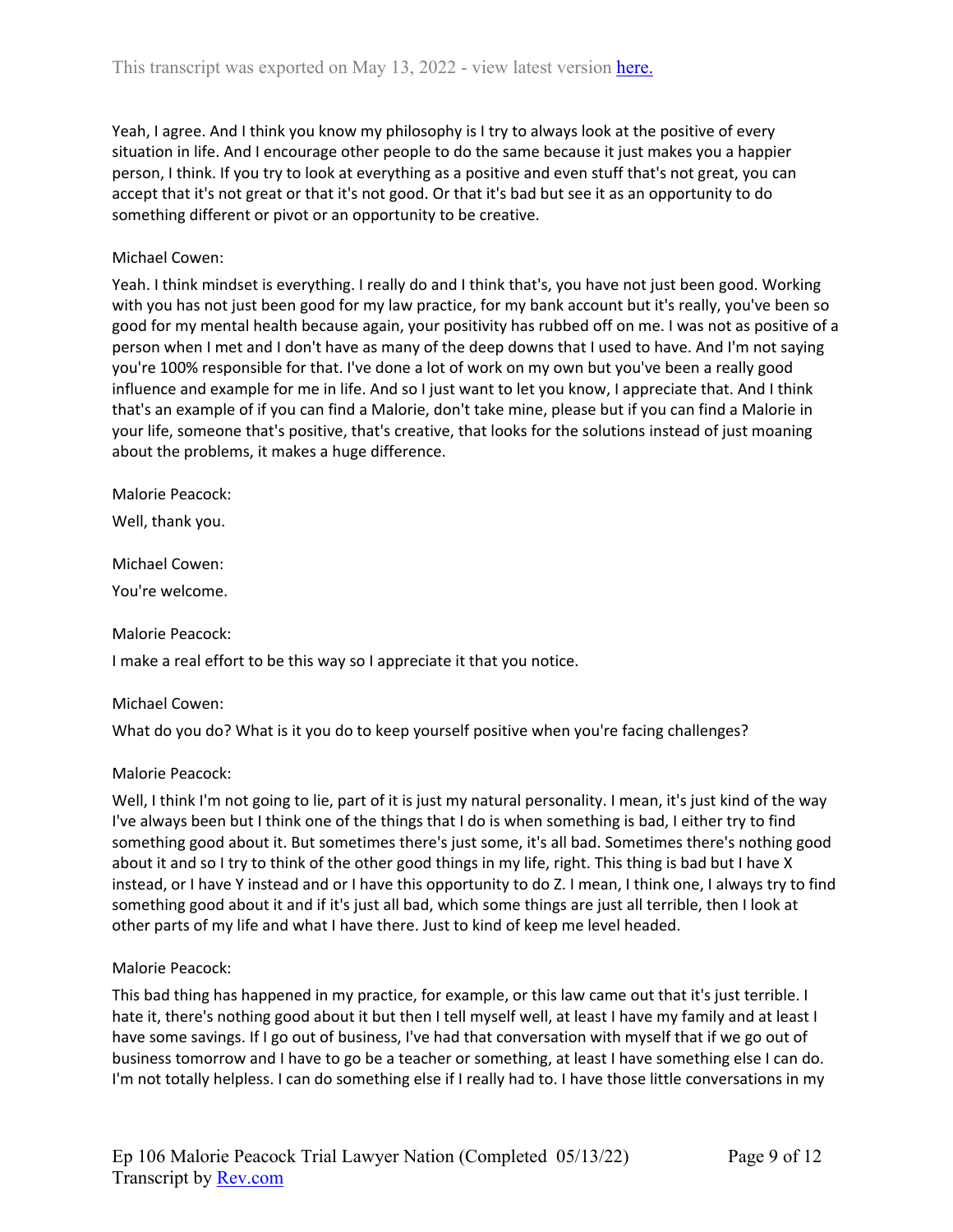Yeah, I agree. And I think you know my philosophy is I try to always look at the positive of every situation in life. And I encourage other people to do the same because it just makes you a happier person, I think. If you try to look at everything as a positive and even stuff that's not great, you can accept that it's not great or that it's not good. Or that it's bad but see it as an opportunity to do something different or pivot or an opportunity to be creative.

Michael Cowen:

Yeah. I think mindset is everything. I really do and I think that's, you have not just been good. Working with you has not just been good for my law practice, for my bank account but it's really, you've been so good for my mental health because again, your positivity has rubbed off on me. I was not as positive of a person when I met and I don't have as many of the deep downs that I used to have. And I'm not saying you're 100% responsible for that. I've done a lot of work on my own but you've been a really good influence and example for me in life. And so I just want to let you know, I appreciate that. And I think that's an example of if you can find a Malorie, don't take mine, please but if you can find a Malorie in your life, someone that's positive, that's creative, that looks for the solutions instead of just moaning about the problems, it makes a huge difference.

Malorie Peacock:

Well, thank you.

Michael Cowen:

You're welcome.

Malorie Peacock:

I make a real effort to be this way so I appreciate it that you notice.

Michael Cowen:

What do you do? What is it you do to keep yourself positive when you're facing challenges?

Malorie Peacock:

Well, I think I'm not going to lie, part of it is just my natural personality. I mean, it's just kind of the way I've always been but I think one of the things that I do is when something is bad, I either try to find something good about it. But sometimes there's just some, it's all bad. Sometimes there's nothing good about it and so I try to think of the other good things in my life, right. This thing is bad but I have X instead, or I have Y instead and or I have this opportunity to do Z. I mean, I think one, I always try to find something good about it and if it's just all bad, which some things are just all terrible, then I look at other parts of my life and what I have there. Just to kind of keep me level headed.

Malorie Peacock:

This bad thing has happened in my practice, for example, or this law came out that it's just terrible. I hate it, there's nothing good about it but then I tell myself well, at least I have my family and at least I have some savings. If I go out of business, I've had that conversation with myself that if we go out of business tomorrow and I have to go be a teacher or something, at least I have something else I can do. I'm not totally helpless. I can do something else if I really had to. I have those little conversations in my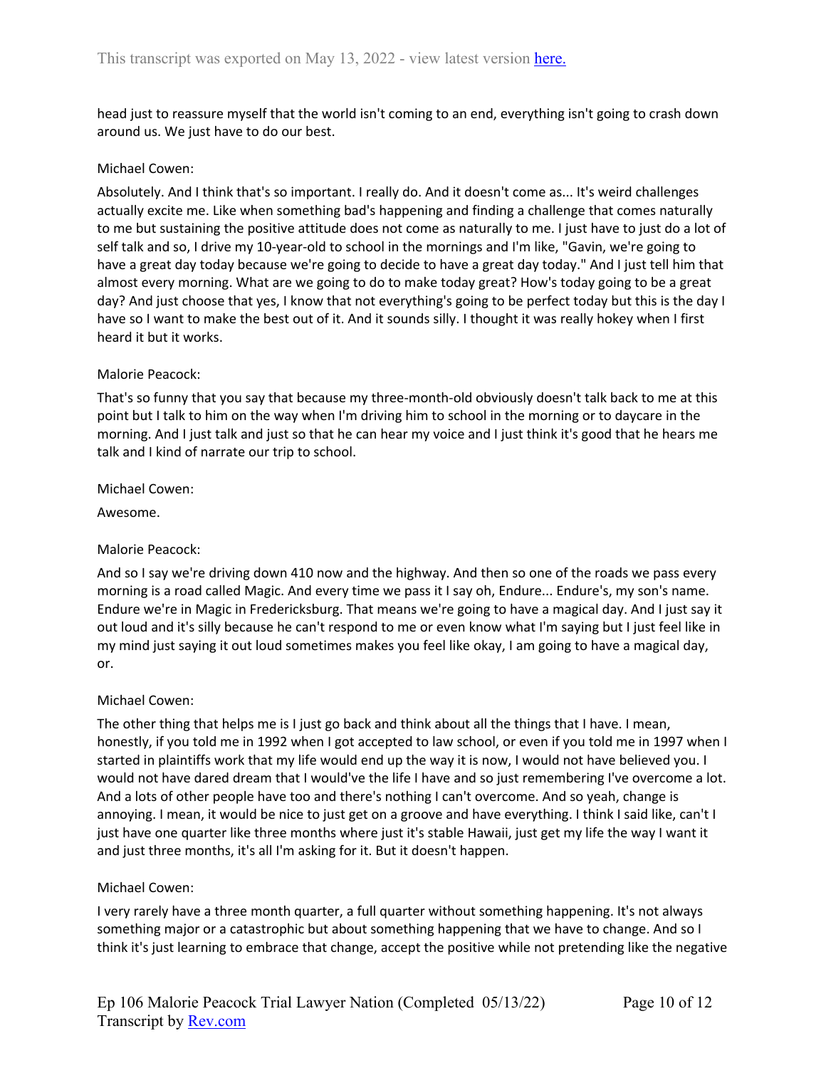head just to reassure myself that the world isn't coming to an end, everything isn't going to crash down around us. We just have to do our best.

Michael Cowen:

Absolutely. And I think that's so important. I really do. And it doesn't come as... It's weird challenges actually excite me. Like when something bad's happening and finding a challenge that comes naturally to me but sustaining the positive attitude does not come as naturally to me. I just have to just do a lot of self talk and so, I drive my 10-year-old to school in the mornings and I'm like, "Gavin, we're going to have a great day today because we're going to decide to have a great day today." And I just tell him that almost every morning. What are we going to do to make today great? How's today going to be a great day? And just choose that yes, I know that not everything's going to be perfect today but this is the day I have so I want to make the best out of it. And it sounds silly. I thought it was really hokey when I first heard it but it works.

Malorie Peacock:

That's so funny that you say that because my three-month-old obviously doesn't talk back to me at this point but I talk to him on the way when I'm driving him to school in the morning or to daycare in the morning. And I just talk and just so that he can hear my voice and I just think it's good that he hears me talk and I kind of narrate our trip to school.

Michael Cowen:

Awesome.

Malorie Peacock:

And so I say we're driving down 410 now and the highway. And then so one of the roads we pass every morning is a road called Magic. And every time we pass it I say oh, Endure... Endure's, my son's name. Endure we're in Magic in Fredericksburg. That means we're going to have a magical day. And I just say it out loud and it's silly because he can't respond to me or even know what I'm saying but I just feel like in my mind just saying it out loud sometimes makes you feel like okay, I am going to have a magical day, or.

Michael Cowen:

The other thing that helps me is I just go back and think about all the things that I have. I mean, honestly, if you told me in 1992 when I got accepted to law school, or even if you told me in 1997 when I started in plaintiffs work that my life would end up the way it is now, I would not have believed you. I would not have dared dream that I would've the life I have and so just remembering I've overcome a lot. And a lots of other people have too and there's nothing I can't overcome. And so yeah, change is annoying. I mean, it would be nice to just get on a groove and have everything. I think I said like, can't I just have one quarter like three months where just it's stable Hawaii, just get my life the way I want it and just three months, it's all I'm asking for it. But it doesn't happen.

Michael Cowen:

I very rarely have a three month quarter, a full quarter without something happening. It's not always something major or a catastrophic but about something happening that we have to change. And so I think it's just learning to embrace that change, accept the positive while not pretending like the negative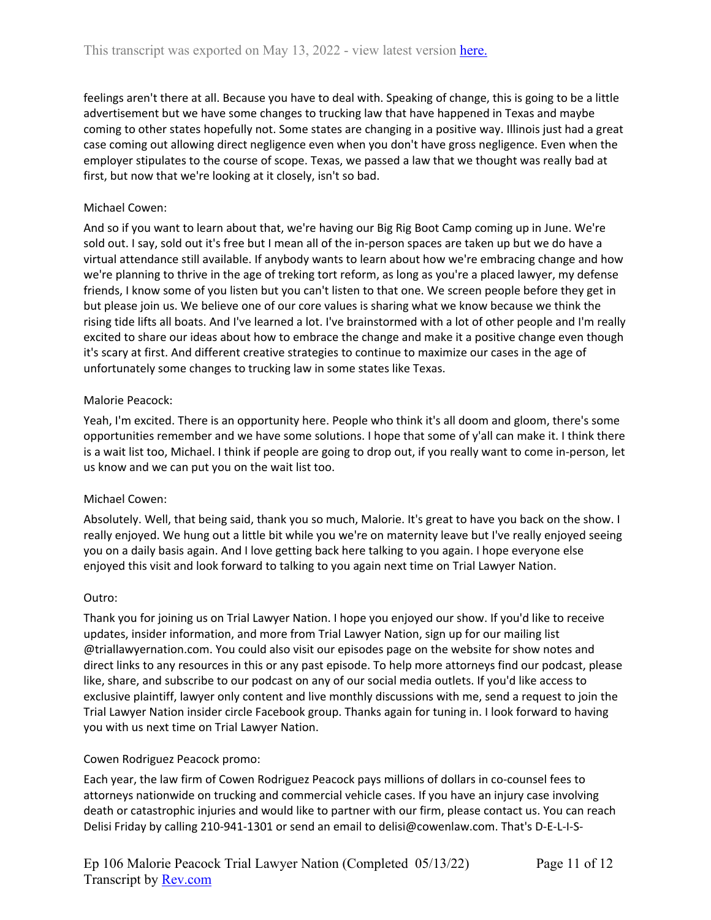feelings aren't there at all. Because you have to deal with. Speaking of change, this is going to be a little advertisement but we have some changes to trucking law that have happened in Texas and maybe coming to other states hopefully not. Some states are changing in a positive way. Illinois just had a great case coming out allowing direct negligence even when you don't have gross negligence. Even when the employer stipulates to the course of scope. Texas, we passed a law that we thought was really bad at first, but now that we're looking at it closely, isn't so bad.

Michael Cowen:

And so if you want to learn about that, we're having our Big Rig Boot Camp coming up in June. We're sold out. I say, sold out it's free but I mean all of the in-person spaces are taken up but we do have a virtual attendance still available. If anybody wants to learn about how we're embracing change and how we're planning to thrive in the age of treking tort reform, as long as you're a placed lawyer, my defense friends, I know some of you listen but you can't listen to that one. We screen people before they get in but please join us. We believe one of our core values is sharing what we know because we think the rising tide lifts all boats. And I've learned a lot. I've brainstormed with a lot of other people and I'm really excited to share our ideas about how to embrace the change and make it a positive change even though it's scary at first. And different creative strategies to continue to maximize our cases in the age of unfortunately some changes to trucking law in some states like Texas.

Malorie Peacock:

Yeah, I'm excited. There is an opportunity here. People who think it's all doom and gloom, there's some opportunities remember and we have some solutions. I hope that some of y'all can make it. I think there is a wait list too, Michael. I think if people are going to drop out, if you really want to come in-person, let us know and we can put you on the wait list too.

Michael Cowen:

Absolutely. Well, that being said, thank you so much, Malorie. It's great to have you back on the show. I really enjoyed. We hung out a little bit while you we're on maternity leave but I've really enjoyed seeing you on a daily basis again. And I love getting back here talking to you again. I hope everyone else enjoyed this visit and look forward to talking to you again next time on Trial Lawyer Nation.

Outro:

Thank you for joining us on Trial Lawyer Nation. I hope you enjoyed our show. If you'd like to receive updates, insider information, and more from Trial Lawyer Nation, sign up for our mailing list @triallawyernation.com. You could also visit our episodes page on the website for show notes and direct links to any resources in this or any past episode. To help more attorneys find our podcast, please like, share, and subscribe to our podcast on any of our social media outlets. If you'd like access to exclusive plaintiff, lawyer only content and live monthly discussions with me, send a request to join the Trial Lawyer Nation insider circle Facebook group. Thanks again for tuning in. I look forward to having you with us next time on Trial Lawyer Nation.

Cowen Rodriguez Peacock promo:

Each year, the law firm of Cowen Rodriguez Peacock pays millions of dollars in co-counsel fees to attorneys nationwide on trucking and commercial vehicle cases. If you have an injury case involving death or catastrophic injuries and would like to partner with our firm, please contact us. You can reach Delisi Friday by calling 210-941-1301 or send an email to delisi@cowenlaw.com. That's D-E-L-I-S-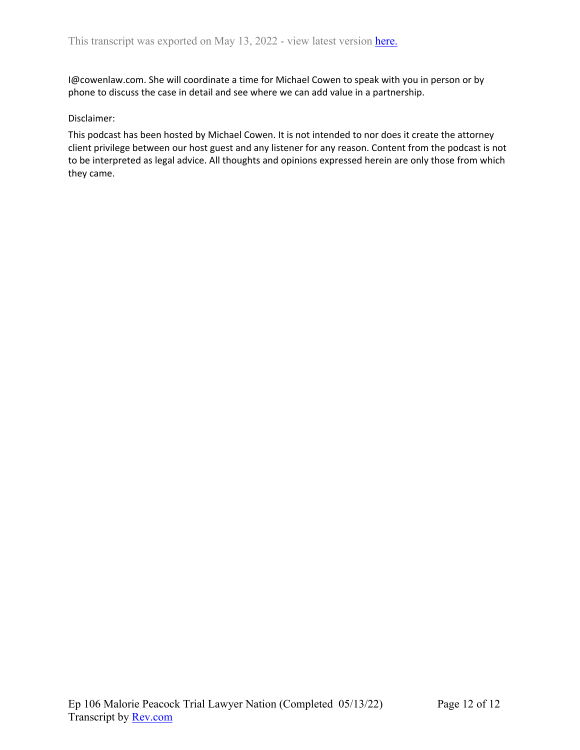I@cowenlaw.com. She will coordinate a time for Michael Cowen to speak with you in person or by phone to discuss the case in detail and see where we can add value in a partnership.

Disclaimer:

This podcast has been hosted by Michael Cowen. It is not intended to nor does it create the attorney client privilege between our host guest and any listener for any reason. Content from the podcast is not to be interpreted as legal advice. All thoughts and opinions expressed herein are only those from which they came.